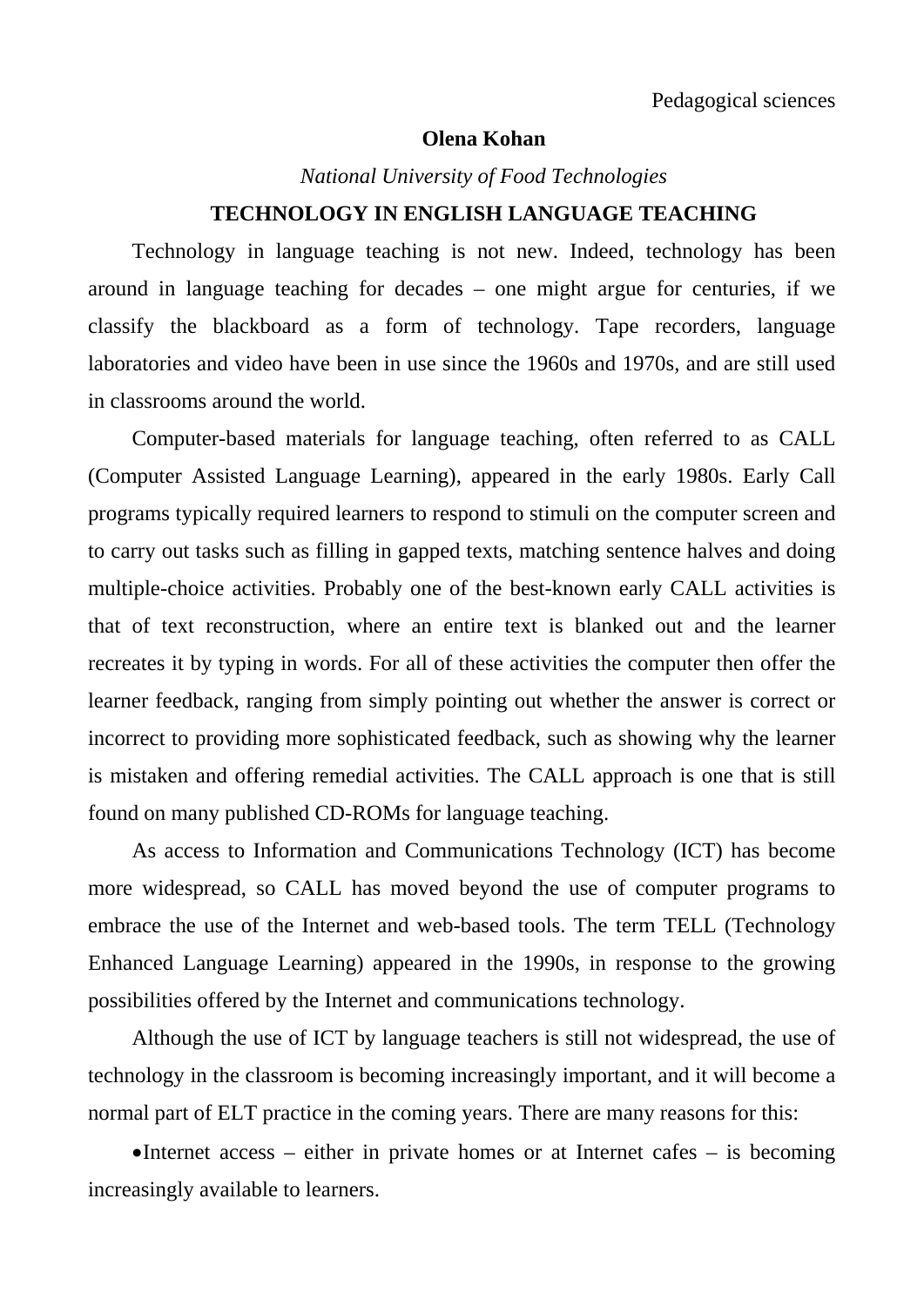Pedagogical sciences

**Olena Kohan**

*National University of Food Technologies*

# TECHNOLOGY IN ENGLISH LANGUAGE TEACHING

Technology in language teaching is not new. Indeed, technology has been around in language teaching for decades – one might argue for centuries, if we classify the blackboard as a form of technology. Tape recorders, language laboratories and video have been in use since the 1960s and 1970s, and are still used in classrooms around the world.

Computer-based materials for language teaching, often referred to as CALL (Computer Assisted Language Learning), appeared in the early 1980s. Early Call programs typically required learners to respond to stimuli on the computer screen and to carry out tasks such as filling in gapped texts, matching sentence halves and doing multiple-choice activities. Probably one of the best-known early CALL activities is that of text reconstruction, where an entire text is blanked out and the learner recreates it by typing in words. For all of these activities the computer then offer the learner feedback, ranging from simply pointing out whether the answer is correct or incorrect to providing more sophisticated feedback, such as showing why the learner is mistaken and offering remedial activities. The CALL approach is one that is still found on many published CD-ROMs for language teaching.

As access to Information and Communications Technology (ICT) has become more widespread, so CALL has moved beyond the use of computer programs to embrace the use of the Internet and web-based tools. The term TELL (Technology Enhanced Language Learning) appeared in the 1990s, in response to the growing possibilities offered by the Internet and communications technology.

Although the use of ICT by language teachers is still not widespread, the use of technology in the classroom is becoming increasingly important, and it will become a normal part of ELT practice in the coming years. There are many reasons for this:

- Internet access – either in private homes or at Internet cafes – is becoming increasingly available to learners.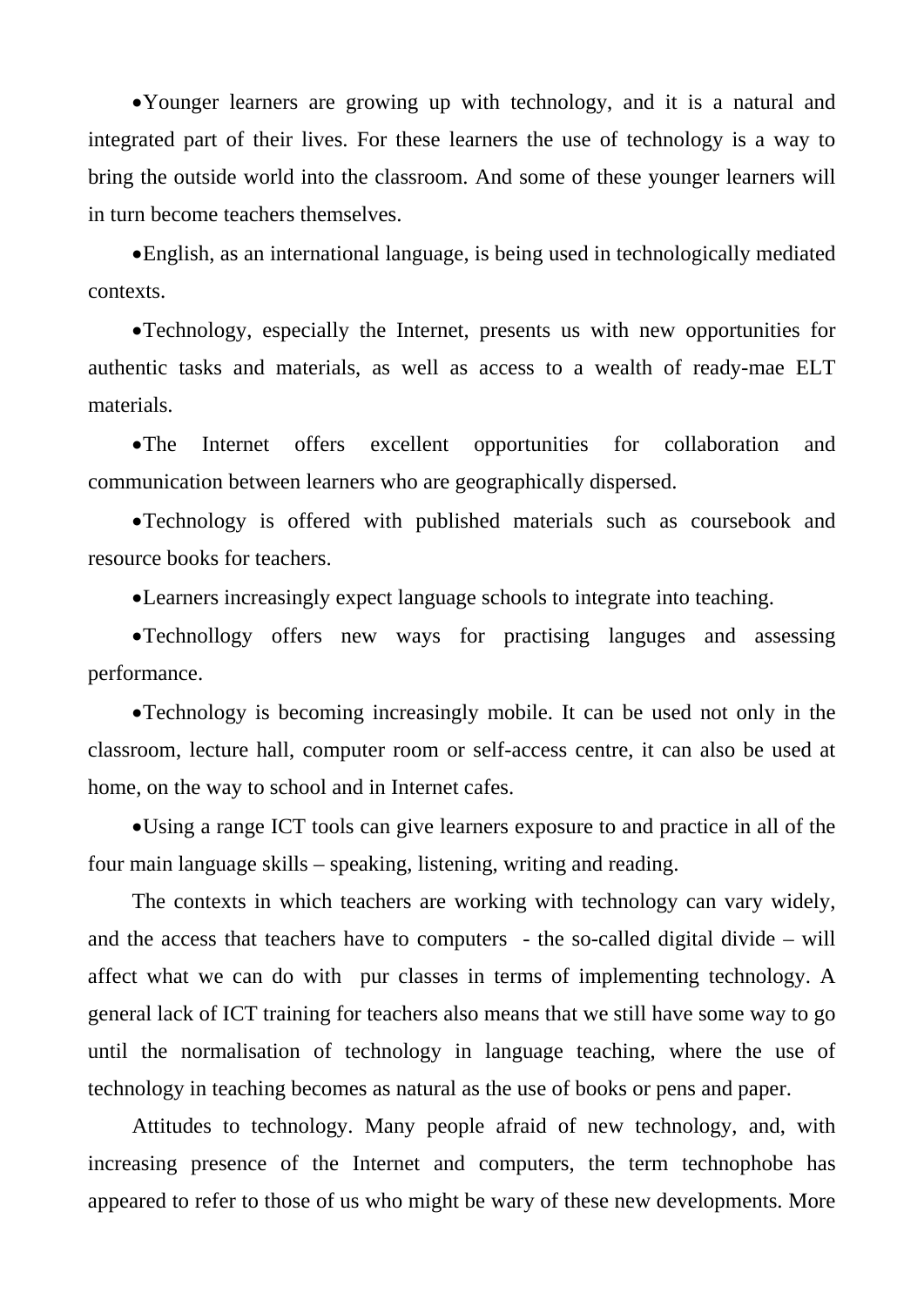- Younger learners are growing up with technology, and it is a natural and integrated part of their lives. For these learners the use of technology is a way to bring the outside world into the classroom. And some of these younger learners will in turn become teachers themselves.
- English, as an international language, is being used in technologically mediated contexts.
- Technology, especially the Internet, presents us with new opportunities for authentic tasks and materials, as well as access to a wealth of ready-mae ELT materials.
- The Internet offers excellent opportunities for collaboration and communication between learners who are geographically dispersed.
- Technology is offered with published materials such as coursebook and resource books for teachers.
- Learners increasingly expect language schools to integrate into teaching.
- Technollogy offers new ways for practising languges and assessing performance.
- Technology is becoming increasingly mobile. It can be used not only in the classroom, lecture hall, computer room or self-access centre, it can also be used at home, on the way to school and in Internet cafes.
- Using a range ICT tools can give learners exposure to and practice in all of the four main language skills – speaking, listening, writing and reading.

The contexts in which teachers are working with technology can vary widely, and the access that teachers have to computers - the so-called digital divide – will affect what we can do with pur classes in terms of implementing technology. A general lack of ICT training for teachers also means that we still have some way to go until the normalisation of technology in language teaching, where the use of technology in teaching becomes as natural as the use of books or pens and paper.

Attitudes to technology. Many people afraid of new technology, and, with increasing presence of the Internet and computers, the term technophobe has appeared to refer to those of us who might be wary of these new developments. More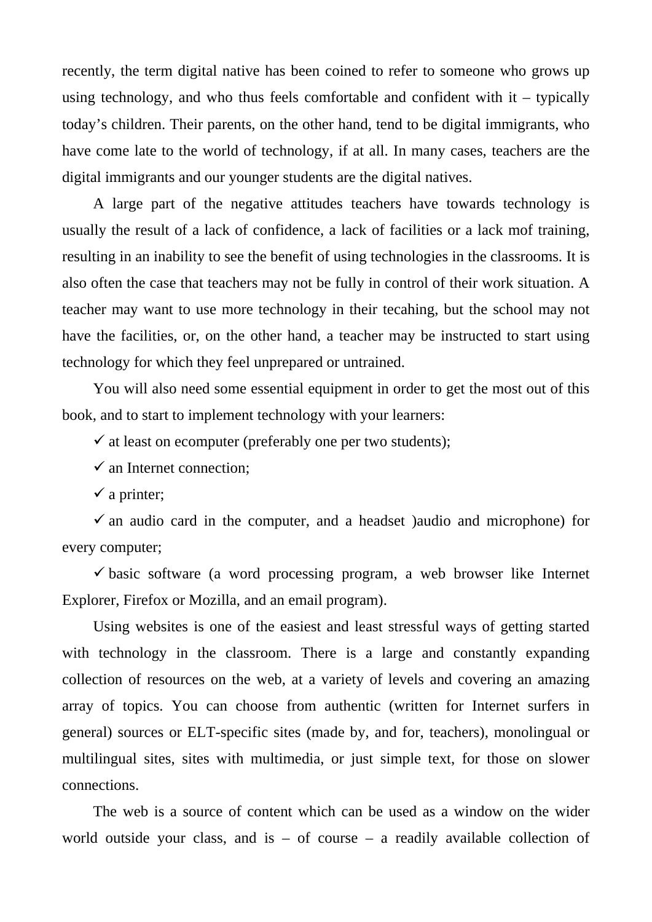recently, the term digital native has been coined to refer to someone who grows up using technology, and who thus feels comfortable and confident with it – typically today's children. Their parents, on the other hand, tend to be digital immigrants, who have come late to the world of technology, if at all. In many cases, teachers are the digital immigrants and our younger students are the digital natives.

A large part of the negative attitudes teachers have towards technology is usually the result of a lack of confidence, a lack of facilities or a lack mof training, resulting in an inability to see the benefit of using technologies in the classrooms. It is also often the case that teachers may not be fully in control of their work situation. A teacher may want to use more technology in their tecahing, but the school may not have the facilities, or, on the other hand, a teacher may be instructed to start using technology for which they feel unprepared or untrained.

You will also need some essential equipment in order to get the most out of this book, and to start to implement technology with your learners:

- ✓ at least on ecomputer (preferably one per two students);
- ✓ an Internet connection;
- ✓ a printer;
- ✓ an audio card in the computer, and a headset )audio and microphone) for every computer;
- ✓ basic software (a word processing program, a web browser like Internet Explorer, Firefox or Mozilla, and an email program).

Using websites is one of the easiest and least stressful ways of getting started with technology in the classroom. There is a large and constantly expanding collection of resources on the web, at a variety of levels and covering an amazing array of topics. You can choose from authentic (written for Internet surfers in general) sources or ELT-specific sites (made by, and for, teachers), monolingual or multilingual sites, sites with multimedia, or just simple text, for those on slower connections.

The web is a source of content which can be used as a window on the wider world outside your class, and is – of course – a readily available collection of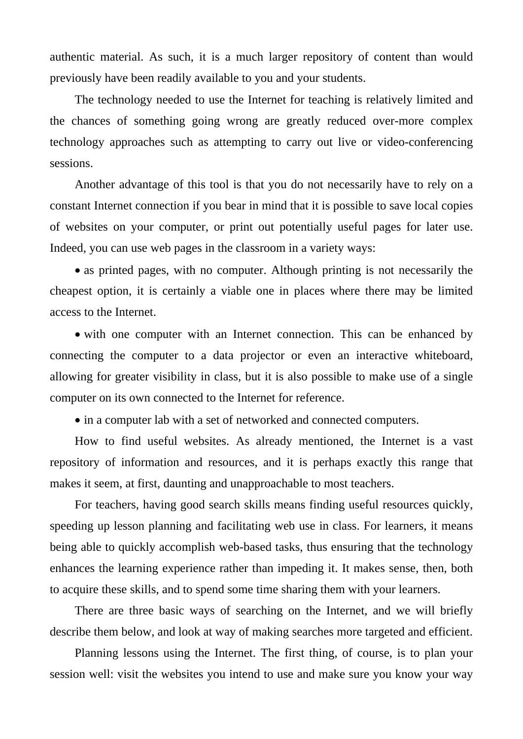authentic material. As such, it is a much larger repository of content than would previously have been readily available to you and your students.

The technology needed to use the Internet for teaching is relatively limited and the chances of something going wrong are greatly reduced over-more complex technology approaches such as attempting to carry out live or video-conferencing sessions.

Another advantage of this tool is that you do not necessarily have to rely on a constant Internet connection if you bear in mind that it is possible to save local copies of websites on your computer, or print out potentially useful pages for later use. Indeed, you can use web pages in the classroom in a variety ways:

- as printed pages, with no computer. Although printing is not necessarily the cheapest option, it is certainly a viable one in places where there may be limited access to the Internet.
- with one computer with an Internet connection. This can be enhanced by connecting the computer to a data projector or even an interactive whiteboard, allowing for greater visibility in class, but it is also possible to make use of a single computer on its own connected to the Internet for reference.
- in a computer lab with a set of networked and connected computers.

How to find useful websites. As already mentioned, the Internet is a vast repository of information and resources, and it is perhaps exactly this range that makes it seem, at first, daunting and unapproachable to most teachers.

For teachers, having good search skills means finding useful resources quickly, speeding up lesson planning and facilitating web use in class. For learners, it means being able to quickly accomplish web-based tasks, thus ensuring that the technology enhances the learning experience rather than impeding it. It makes sense, then, both to acquire these skills, and to spend some time sharing them with your learners.

There are three basic ways of searching on the Internet, and we will briefly describe them below, and look at way of making searches more targeted and efficient.

Planning lessons using the Internet. The first thing, of course, is to plan your session well: visit the websites you intend to use and make sure you know your way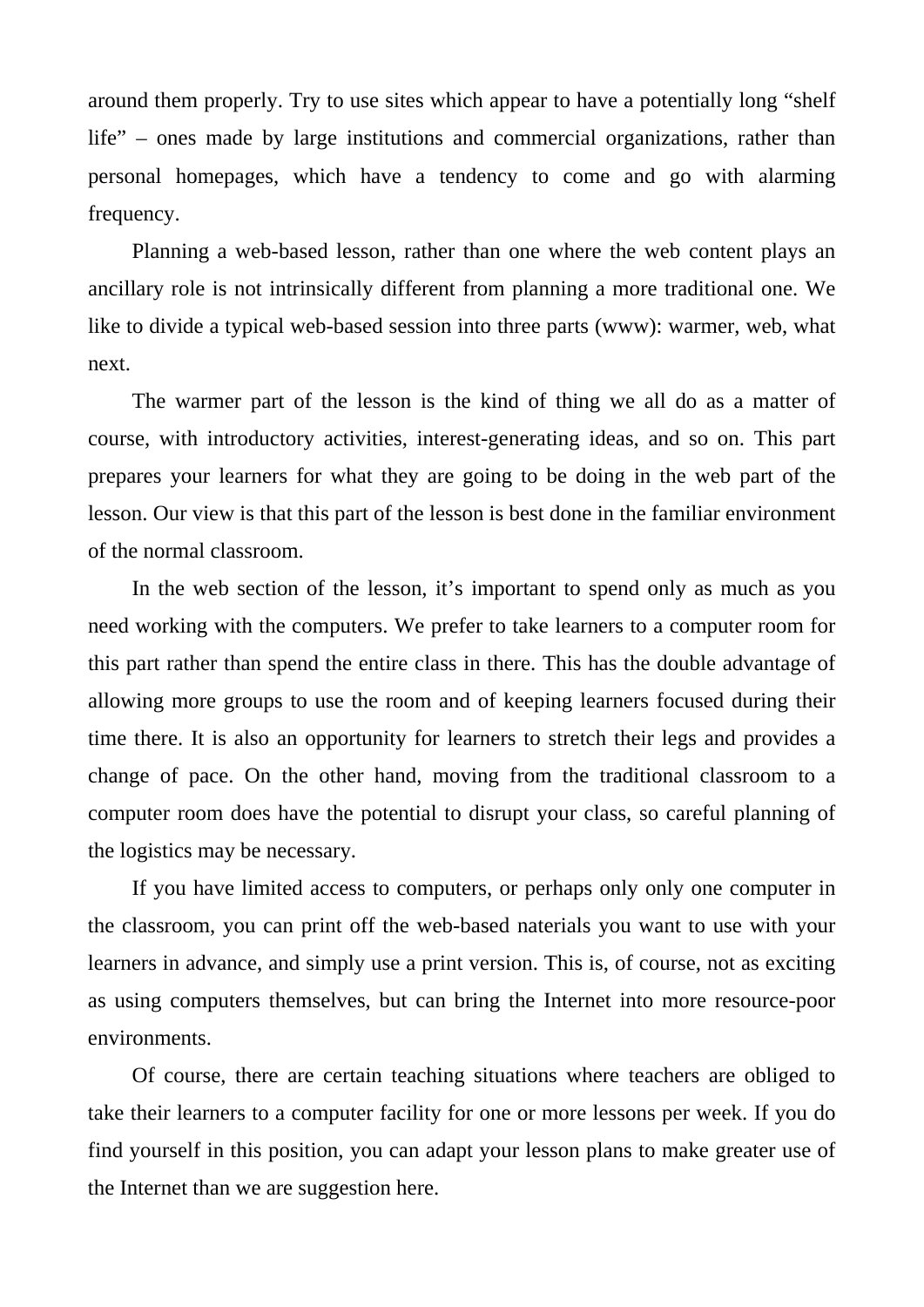around them properly. Try to use sites which appear to have a potentially long “shelf life” – ones made by large institutions and commercial organizations, rather than personal homepages, which have a tendency to come and go with alarming frequency.

Planning a web-based lesson, rather than one where the web content plays an ancillary role is not intrinsically different from planning a more traditional one. We like to divide a typical web-based session into three parts (www): warmer, web, what next.

The warmer part of the lesson is the kind of thing we all do as a matter of course, with introductory activities, interest-generating ideas, and so on. This part prepares your learners for what they are going to be doing in the web part of the lesson. Our view is that this part of the lesson is best done in the familiar environment of the normal classroom.

In the web section of the lesson, it’s important to spend only as much as you need working with the computers. We prefer to take learners to a computer room for this part rather than spend the entire class in there. This has the double advantage of allowing more groups to use the room and of keeping learners focused during their time there. It is also an opportunity for learners to stretch their legs and provides a change of pace. On the other hand, moving from the traditional classroom to a computer room does have the potential to disrupt your class, so careful planning of the logistics may be necessary.

If you have limited access to computers, or perhaps only only one computer in the classroom, you can print off the web-based naterials you want to use with your learners in advance, and simply use a print version. This is, of course, not as exciting as using computers themselves, but can bring the Internet into more resource-poor environments.

Of course, there are certain teaching situations where teachers are obliged to take their learners to a computer facility for one or more lessons per week. If you do find yourself in this position, you can adapt your lesson plans to make greater use of the Internet than we are suggestion here.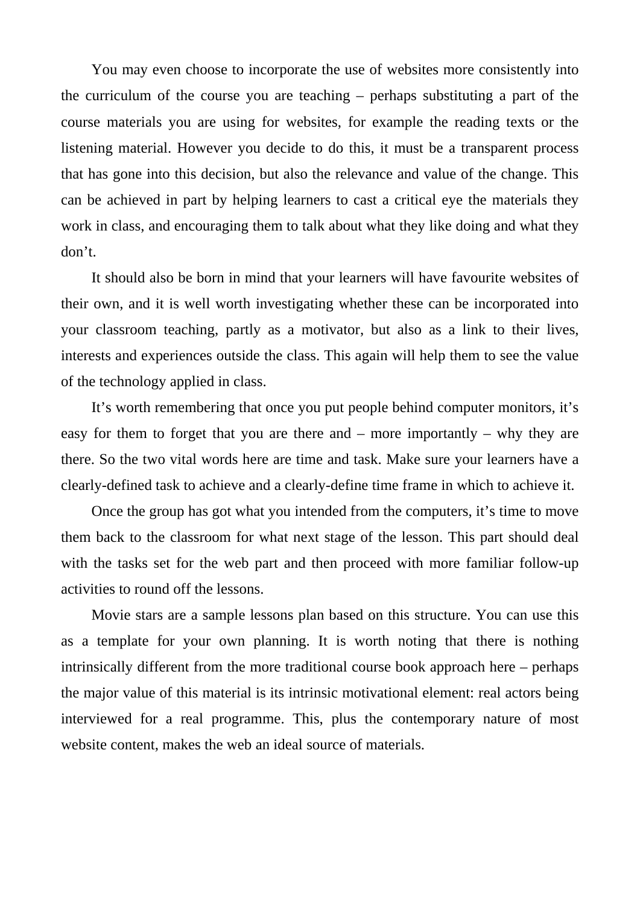You may even choose to incorporate the use of websites more consistently into the curriculum of the course you are teaching – perhaps substituting a part of the course materials you are using for websites, for example the reading texts or the listening material. However you decide to do this, it must be a transparent process that has gone into this decision, but also the relevance and value of the change. This can be achieved in part by helping learners to cast a critical eye the materials they work in class, and encouraging them to talk about what they like doing and what they don't.

It should also be born in mind that your learners will have favourite websites of their own, and it is well worth investigating whether these can be incorporated into your classroom teaching, partly as a motivator, but also as a link to their lives, interests and experiences outside the class. This again will help them to see the value of the technology applied in class.

It's worth remembering that once you put people behind computer monitors, it's easy for them to forget that you are there and – more importantly – why they are there. So the two vital words here are time and task. Make sure your learners have a clearly-defined task to achieve and a clearly-define time frame in which to achieve it.

Once the group has got what you intended from the computers, it's time to move them back to the classroom for what next stage of the lesson. This part should deal with the tasks set for the web part and then proceed with more familiar follow-up activities to round off the lessons.

Movie stars are a sample lessons plan based on this structure. You can use this as a template for your own planning. It is worth noting that there is nothing intrinsically different from the more traditional course book approach here – perhaps the major value of this material is its intrinsic motivational element: real actors being interviewed for a real programme. This, plus the contemporary nature of most website content, makes the web an ideal source of materials.